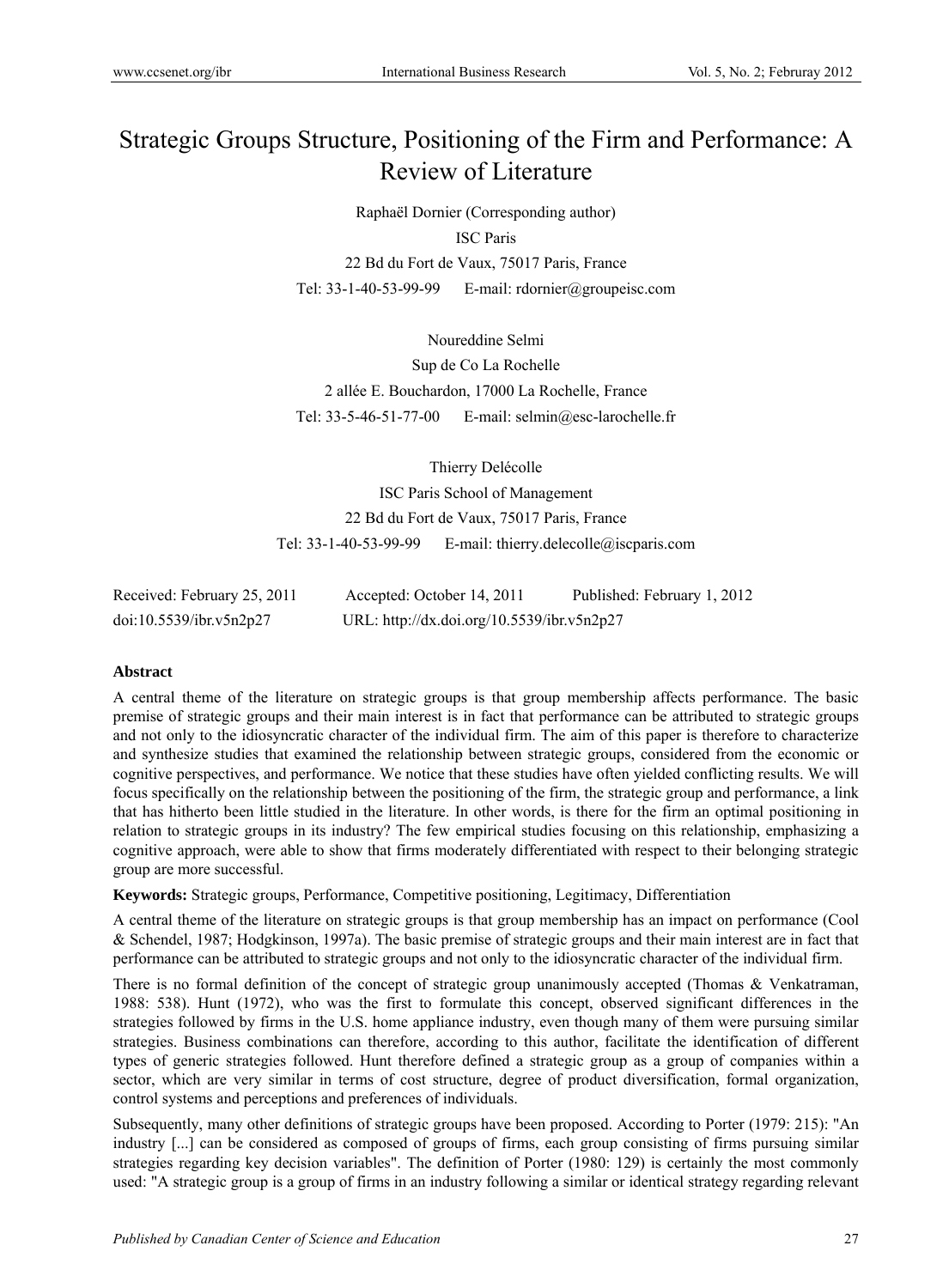# Strategic Groups Structure, Positioning of the Firm and Performance: A Review of Literature

Raphaël Dornier (Corresponding author)

ISC Paris

22 Bd du Fort de Vaux, 75017 Paris, France

Tel: 33-1-40-53-99-99 E-mail: rdornier@groupeisc.com

Noureddine Selmi

Sup de Co La Rochelle

2 allée E. Bouchardon, 17000 La Rochelle, France

Tel: 33-5-46-51-77-00 E-mail: selmin@esc-larochelle.fr

Thierry Delécolle

ISC Paris School of Management

22 Bd du Fort de Vaux, 75017 Paris, France

Tel: 33-1-40-53-99-99 E-mail: thierry.delecolle@iscparis.com

Received: February 25, 2011 Accepted: October 14, 2011 Published: February 1, 2012

doi:10.5539/ibr.v5n2p27 URL: http://dx.doi.org/10.5539/ibr.v5n2p27

**Abstract**

A central theme of the literature on strategic groups is that group membership affects performance. The basic premise of strategic groups and their main interest is in fact that performance can be attributed to strategic groups and not only to the idiosyncratic character of the individual firm. The aim of this paper is therefore to characterize and synthesize studies that examined the relationship between strategic groups, considered from the economic or cognitive perspectives, and performance. We notice that these studies have often yielded conflicting results. We will focus specifically on the relationship between the positioning of the firm, the strategic group and performance, a link that has hitherto been little studied in the literature. In other words, is there for the firm an optimal positioning in relation to strategic groups in its industry? The few empirical studies focusing on this relationship, emphasizing a cognitive approach, were able to show that firms moderately differentiated with respect to their belonging strategic group are more successful.

**Keywords:** Strategic groups, Performance, Competitive positioning, Legitimacy, Differentiation

A central theme of the literature on strategic groups is that group membership has an impact on performance (Cool & Schendel, 1987; Hodgkinson, 1997a). The basic premise of strategic groups and their main interest are in fact that performance can be attributed to strategic groups and not only to the idiosyncratic character of the individual firm.

There is no formal definition of the concept of strategic group unanimously accepted (Thomas & Venkatraman, 1988: 538). Hunt (1972), who was the first to formulate this concept, observed significant differences in the strategies followed by firms in the U.S. home appliance industry, even though many of them were pursuing similar strategies. Business combinations can therefore, according to this author, facilitate the identification of different types of generic strategies followed. Hunt therefore defined a strategic group as a group of companies within a sector, which are very similar in terms of cost structure, degree of product diversification, formal organization, control systems and perceptions and preferences of individuals.

Subsequently, many other definitions of strategic groups have been proposed. According to Porter (1979: 215): "An industry [...] can be considered as composed of groups of firms, each group consisting of firms pursuing similar strategies regarding key decision variables". The definition of Porter (1980: 129) is certainly the most commonly used: "A strategic group is a group of firms in an industry following a similar or identical strategy regarding relevant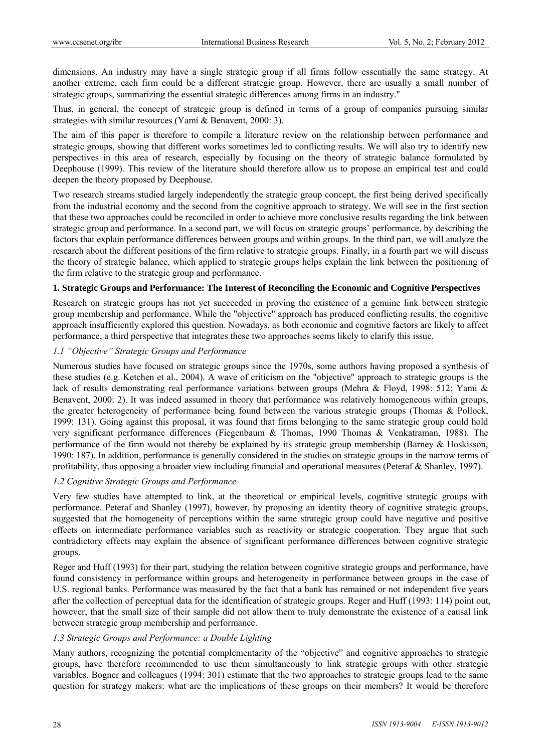dimensions. An industry may have a single strategic group if all firms follow essentially the same strategy. At another extreme, each firm could be a different strategic group. However, there are usually a small number of strategic groups, summarizing the essential strategic differences among firms in an industry."

Thus, in general, the concept of strategic group is defined in terms of a group of companies pursuing similar strategies with similar resources (Yami & Benavent, 2000: 3).

The aim of this paper is therefore to compile a literature review on the relationship between performance and strategic groups, showing that different works sometimes led to conflicting results. We will also try to identify new perspectives in this area of research, especially by focusing on the theory of strategic balance formulated by Deephouse (1999). This review of the literature should therefore allow us to propose an empirical test and could deepen the theory proposed by Deephouse.

Two research streams studied largely independently the strategic group concept, the first being derived specifically from the industrial economy and the second from the cognitive approach to strategy. We will see in the first section that these two approaches could be reconciled in order to achieve more conclusive results regarding the link between strategic group and performance. In a second part, we will focus on strategic groups' performance, by describing the factors that explain performance differences between groups and within groups. In the third part, we will analyze the research about the different positions of the firm relative to strategic groups. Finally, in a fourth part we will discuss the theory of strategic balance, which applied to strategic groups helps explain the link between the positioning of the firm relative to the strategic group and performance.

## 1. Strategic Groups and Performance: The Interest of Reconciling the Economic and Cognitive Perspectives

Research on strategic groups has not yet succeeded in proving the existence of a genuine link between strategic group membership and performance. While the "objective" approach has produced conflicting results, the cognitive approach insufficiently explored this question. Nowadays, as both economic and cognitive factors are likely to affect performance, a third perspective that integrates these two approaches seems likely to clarify this issue.

### *1.1 "Objective" Strategic Groups and Performance*

Numerous studies have focused on strategic groups since the 1970s, some authors having proposed a synthesis of these studies (e.g. Ketchen et al., 2004). A wave of criticism on the "objective" approach to strategic groups is the lack of results demonstrating real performance variations between groups (Mehra & Floyd, 1998: 512; Yami & Benavent, 2000: 2). It was indeed assumed in theory that performance was relatively homogeneous within groups, the greater heterogeneity of performance being found between the various strategic groups (Thomas & Pollock, 1999: 131). Going against this proposal, it was found that firms belonging to the same strategic group could hold very significant performance differences (Fiegenbaum & Thomas, 1990 Thomas & Venkatraman, 1988). The performance of the firm would not thereby be explained by its strategic group membership (Barney & Hoskisson, 1990: 187). In addition, performance is generally considered in the studies on strategic groups in the narrow terms of profitability, thus opposing a broader view including financial and operational measures (Peteraf & Shanley, 1997).

### *1.2 Cognitive Strategic Groups and Performance*

Very few studies have attempted to link, at the theoretical or empirical levels, cognitive strategic groups with performance. Peteraf and Shanley (1997), however, by proposing an identity theory of cognitive strategic groups, suggested that the homogeneity of perceptions within the same strategic group could have negative and positive effects on intermediate performance variables such as reactivity or strategic cooperation. They argue that such contradictory effects may explain the absence of significant performance differences between cognitive strategic groups.

Reger and Huff (1993) for their part, studying the relation between cognitive strategic groups and performance, have found consistency in performance within groups and heterogeneity in performance between groups in the case of U.S. regional banks. Performance was measured by the fact that a bank has remained or not independent five years after the collection of perceptual data for the identification of strategic groups. Reger and Huff (1993: 114) point out, however, that the small size of their sample did not allow them to truly demonstrate the existence of a causal link between strategic group membership and performance.

### *1.3 Strategic Groups and Performance: a Double Lighting*

Many authors, recognizing the potential complementarity of the "objective" and cognitive approaches to strategic groups, have therefore recommended to use them simultaneously to link strategic groups with other strategic variables. Bogner and colleagues (1994: 301) estimate that the two approaches to strategic groups lead to the same question for strategy makers: what are the implications of these groups on their members? It would be therefore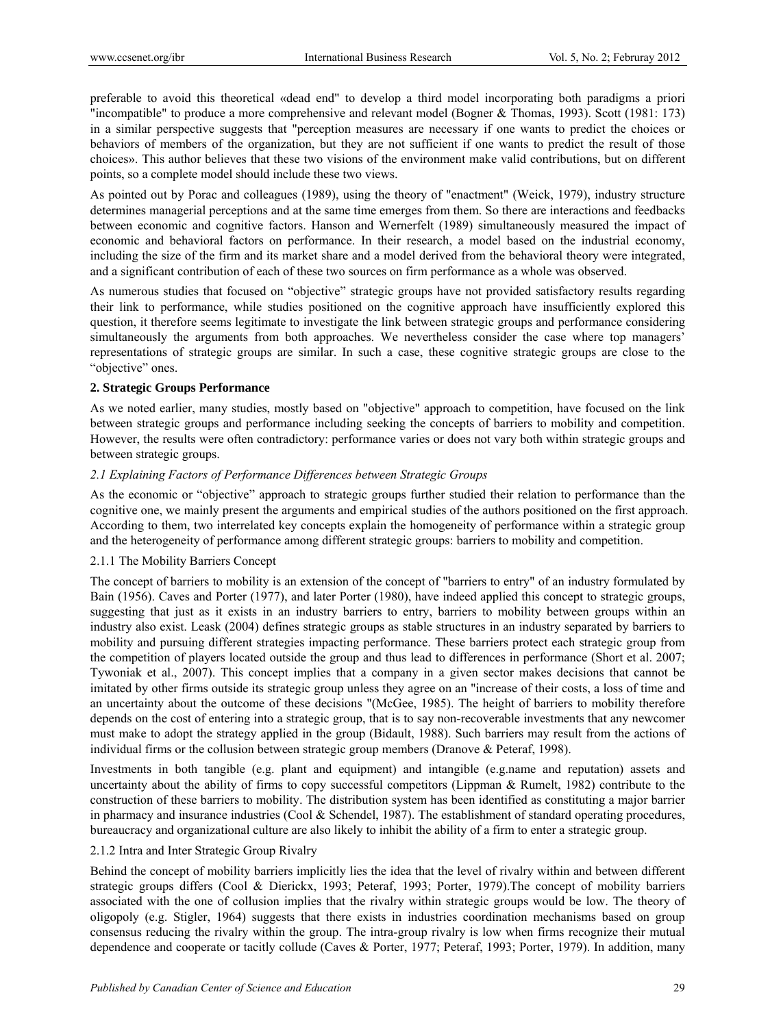preferable to avoid this theoretical «dead end" to develop a third model incorporating both paradigms a priori "incompatible" to produce a more comprehensive and relevant model (Bogner & Thomas, 1993). Scott (1981: 173) in a similar perspective suggests that "perception measures are necessary if one wants to predict the choices or behaviors of members of the organization, but they are not sufficient if one wants to predict the result of those choices». This author believes that these two visions of the environment make valid contributions, but on different points, so a complete model should include these two views.

As pointed out by Porac and colleagues (1989), using the theory of "enactment" (Weick, 1979), industry structure determines managerial perceptions and at the same time emerges from them. So there are interactions and feedbacks between economic and cognitive factors. Hanson and Wernerfelt (1989) simultaneously measured the impact of economic and behavioral factors on performance. In their research, a model based on the industrial economy, including the size of the firm and its market share and a model derived from the behavioral theory were integrated, and a significant contribution of each of these two sources on firm performance as a whole was observed.

As numerous studies that focused on "objective" strategic groups have not provided satisfactory results regarding their link to performance, while studies positioned on the cognitive approach have insufficiently explored this question, it therefore seems legitimate to investigate the link between strategic groups and performance considering simultaneously the arguments from both approaches. We nevertheless consider the case where top managers' representations of strategic groups are similar. In such a case, these cognitive strategic groups are close to the "objective" ones.

## 2. Strategic Groups Performance

As we noted earlier, many studies, mostly based on "objective" approach to competition, have focused on the link between strategic groups and performance including seeking the concepts of barriers to mobility and competition. However, the results were often contradictory: performance varies or does not vary both within strategic groups and between strategic groups.

### *2.1 Explaining Factors of Performance Differences between Strategic Groups*

As the economic or "objective" approach to strategic groups further studied their relation to performance than the cognitive one, we mainly present the arguments and empirical studies of the authors positioned on the first approach. According to them, two interrelated key concepts explain the homogeneity of performance within a strategic group and the heterogeneity of performance among different strategic groups: barriers to mobility and competition.

#### 2.1.1 The Mobility Barriers Concept

The concept of barriers to mobility is an extension of the concept of "barriers to entry" of an industry formulated by Bain (1956). Caves and Porter (1977), and later Porter (1980), have indeed applied this concept to strategic groups, suggesting that just as it exists in an industry barriers to entry, barriers to mobility between groups within an industry also exist. Leask (2004) defines strategic groups as stable structures in an industry separated by barriers to mobility and pursuing different strategies impacting performance. These barriers protect each strategic group from the competition of players located outside the group and thus lead to differences in performance (Short et al. 2007; Tywoniak et al., 2007). This concept implies that a company in a given sector makes decisions that cannot be imitated by other firms outside its strategic group unless they agree on an "increase of their costs, a loss of time and an uncertainty about the outcome of these decisions "(McGee, 1985). The height of barriers to mobility therefore depends on the cost of entering into a strategic group, that is to say non-recoverable investments that any newcomer must make to adopt the strategy applied in the group (Bidault, 1988). Such barriers may result from the actions of individual firms or the collusion between strategic group members (Dranove & Peteraf, 1998).

Investments in both tangible (e.g. plant and equipment) and intangible (e.g.name and reputation) assets and uncertainty about the ability of firms to copy successful competitors (Lippman & Rumelt, 1982) contribute to the construction of these barriers to mobility. The distribution system has been identified as constituting a major barrier in pharmacy and insurance industries (Cool & Schendel, 1987). The establishment of standard operating procedures, bureaucracy and organizational culture are also likely to inhibit the ability of a firm to enter a strategic group.

#### 2.1.2 Intra and Inter Strategic Group Rivalry

Behind the concept of mobility barriers implicitly lies the idea that the level of rivalry within and between different strategic groups differs (Cool & Dierickx, 1993; Peteraf, 1993; Porter, 1979).The concept of mobility barriers associated with the one of collusion implies that the rivalry within strategic groups would be low. The theory of oligopoly (e.g. Stigler, 1964) suggests that there exists in industries coordination mechanisms based on group consensus reducing the rivalry within the group. The intra-group rivalry is low when firms recognize their mutual dependence and cooperate or tacitly collude (Caves & Porter, 1977; Peteraf, 1993; Porter, 1979). In addition, many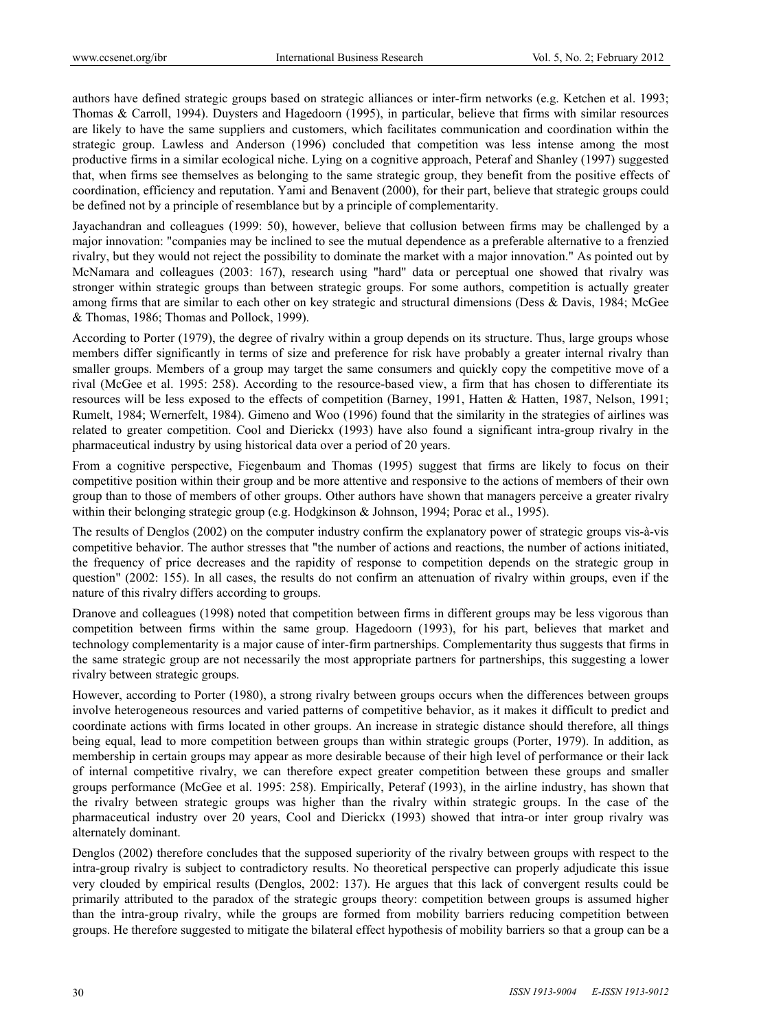authors have defined strategic groups based on strategic alliances or inter-firm networks (e.g. Ketchen et al. 1993; Thomas & Carroll, 1994). Duysters and Hagedoorn (1995), in particular, believe that firms with similar resources are likely to have the same suppliers and customers, which facilitates communication and coordination within the strategic group. Lawless and Anderson (1996) concluded that competition was less intense among the most productive firms in a similar ecological niche. Lying on a cognitive approach, Peteraf and Shanley (1997) suggested that, when firms see themselves as belonging to the same strategic group, they benefit from the positive effects of coordination, efficiency and reputation. Yami and Benavent (2000), for their part, believe that strategic groups could be defined not by a principle of resemblance but by a principle of complementarity.

Jayachandran and colleagues (1999: 50), however, believe that collusion between firms may be challenged by a major innovation: "companies may be inclined to see the mutual dependence as a preferable alternative to a frenzied rivalry, but they would not reject the possibility to dominate the market with a major innovation." As pointed out by McNamara and colleagues (2003: 167), research using "hard" data or perceptual one showed that rivalry was stronger within strategic groups than between strategic groups. For some authors, competition is actually greater among firms that are similar to each other on key strategic and structural dimensions (Dess & Davis, 1984; McGee & Thomas, 1986; Thomas and Pollock, 1999).

According to Porter (1979), the degree of rivalry within a group depends on its structure. Thus, large groups whose members differ significantly in terms of size and preference for risk have probably a greater internal rivalry than smaller groups. Members of a group may target the same consumers and quickly copy the competitive move of a rival (McGee et al. 1995: 258). According to the resource-based view, a firm that has chosen to differentiate its resources will be less exposed to the effects of competition (Barney, 1991, Hatten & Hatten, 1987, Nelson, 1991; Rumelt, 1984; Wernerfelt, 1984). Gimeno and Woo (1996) found that the similarity in the strategies of airlines was related to greater competition. Cool and Dierickx (1993) have also found a significant intra-group rivalry in the pharmaceutical industry by using historical data over a period of 20 years.

From a cognitive perspective, Fiegenbaum and Thomas (1995) suggest that firms are likely to focus on their competitive position within their group and be more attentive and responsive to the actions of members of their own group than to those of members of other groups. Other authors have shown that managers perceive a greater rivalry within their belonging strategic group (e.g. Hodgkinson & Johnson, 1994; Porac et al., 1995).

The results of Denglos (2002) on the computer industry confirm the explanatory power of strategic groups vis-à-vis competitive behavior. The author stresses that "the number of actions and reactions, the number of actions initiated, the frequency of price decreases and the rapidity of response to competition depends on the strategic group in question" (2002: 155). In all cases, the results do not confirm an attenuation of rivalry within groups, even if the nature of this rivalry differs according to groups.

Dranove and colleagues (1998) noted that competition between firms in different groups may be less vigorous than competition between firms within the same group. Hagedoorn (1993), for his part, believes that market and technology complementarity is a major cause of inter-firm partnerships. Complementarity thus suggests that firms in the same strategic group are not necessarily the most appropriate partners for partnerships, this suggesting a lower rivalry between strategic groups.

However, according to Porter (1980), a strong rivalry between groups occurs when the differences between groups involve heterogeneous resources and varied patterns of competitive behavior, as it makes it difficult to predict and coordinate actions with firms located in other groups. An increase in strategic distance should therefore, all things being equal, lead to more competition between groups than within strategic groups (Porter, 1979). In addition, as membership in certain groups may appear as more desirable because of their high level of performance or their lack of internal competitive rivalry, we can therefore expect greater competition between these groups and smaller groups performance (McGee et al. 1995: 258). Empirically, Peteraf (1993), in the airline industry, has shown that the rivalry between strategic groups was higher than the rivalry within strategic groups. In the case of the pharmaceutical industry over 20 years, Cool and Dierickx (1993) showed that intra-or inter group rivalry was alternately dominant.

Denglos (2002) therefore concludes that the supposed superiority of the rivalry between groups with respect to the intra-group rivalry is subject to contradictory results. No theoretical perspective can properly adjudicate this issue very clouded by empirical results (Denglos, 2002: 137). He argues that this lack of convergent results could be primarily attributed to the paradox of the strategic groups theory: competition between groups is assumed higher than the intra-group rivalry, while the groups are formed from mobility barriers reducing competition between groups. He therefore suggested to mitigate the bilateral effect hypothesis of mobility barriers so that a group can be a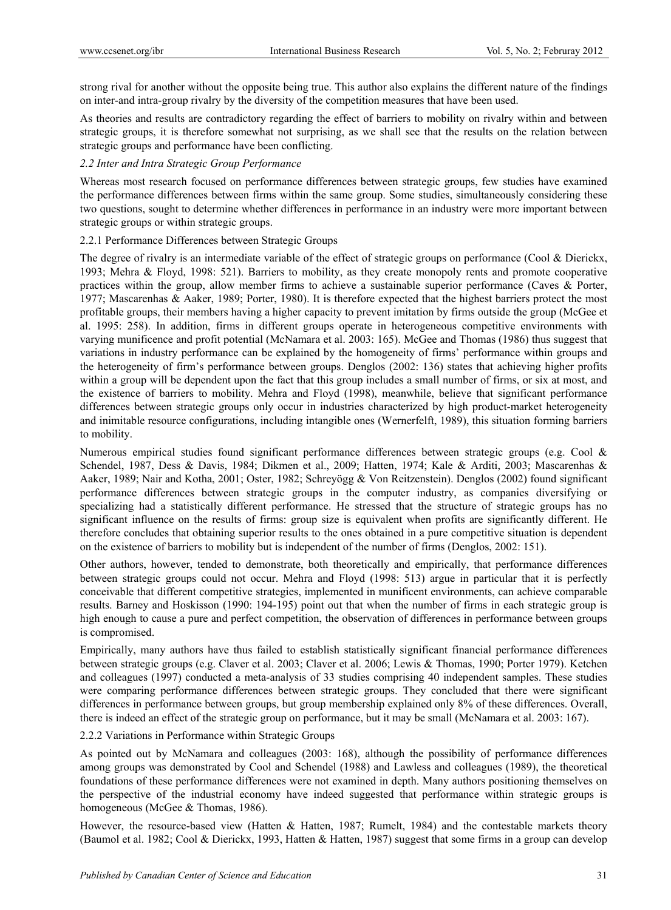strong rival for another without the opposite being true. This author also explains the different nature of the findings on inter-and intra-group rivalry by the diversity of the competition measures that have been used.

As theories and results are contradictory regarding the effect of barriers to mobility on rivalry within and between strategic groups, it is therefore somewhat not surprising, as we shall see that the results on the relation between strategic groups and performance have been conflicting.

### *2.2 Inter and Intra Strategic Group Performance*

Whereas most research focused on performance differences between strategic groups, few studies have examined the performance differences between firms within the same group. Some studies, simultaneously considering these two questions, sought to determine whether differences in performance in an industry were more important between strategic groups or within strategic groups.

#### 2.2.1 Performance Differences between Strategic Groups

The degree of rivalry is an intermediate variable of the effect of strategic groups on performance (Cool & Dierickx, 1993; Mehra & Floyd, 1998: 521). Barriers to mobility, as they create monopoly rents and promote cooperative practices within the group, allow member firms to achieve a sustainable superior performance (Caves & Porter, 1977; Mascarenhas & Aaker, 1989; Porter, 1980). It is therefore expected that the highest barriers protect the most profitable groups, their members having a higher capacity to prevent imitation by firms outside the group (McGee et al. 1995: 258). In addition, firms in different groups operate in heterogeneous competitive environments with varying munificence and profit potential (McNamara et al. 2003: 165). McGee and Thomas (1986) thus suggest that variations in industry performance can be explained by the homogeneity of firms' performance within groups and the heterogeneity of firm's performance between groups. Denglos (2002: 136) states that achieving higher profits within a group will be dependent upon the fact that this group includes a small number of firms, or six at most, and the existence of barriers to mobility. Mehra and Floyd (1998), meanwhile, believe that significant performance differences between strategic groups only occur in industries characterized by high product-market heterogeneity and inimitable resource configurations, including intangible ones (Wernerfelt, 1989), this situation forming barriers to mobility.

Numerous empirical studies found significant performance differences between strategic groups (e.g. Cool & Schendel, 1987, Dess & Davis, 1984; Dikmen et al., 2009; Hatten, 1974; Kale & Arditi, 2003; Mascarenhas & Aaker, 1989; Nair and Kotha, 2001; Oster, 1982; Schreyögg & Von Reitzenstein). Denglos (2002) found significant performance differences between strategic groups in the computer industry, as companies diversifying or specializing had a statistically different performance. He stressed that the structure of strategic groups has no significant influence on the results of firms: group size is equivalent when profits are significantly different. He therefore concludes that obtaining superior results to the ones obtained in a pure competitive situation is dependent on the existence of barriers to mobility but is independent of the number of firms (Denglos, 2002: 151).

Other authors, however, tended to demonstrate, both theoretically and empirically, that performance differences between strategic groups could not occur. Mehra and Floyd (1998: 513) argue in particular that it is perfectly conceivable that different competitive strategies, implemented in munificent environments, can achieve comparable results. Barney and Hoskisson (1990: 194-195) point out that when the number of firms in each strategic group is high enough to cause a pure and perfect competition, the observation of differences in performance between groups is compromised.

Empirically, many authors have thus failed to establish statistically significant financial performance differences between strategic groups (e.g. Claver et al. 2003; Claver et al. 2006; Lewis & Thomas, 1990; Porter 1979). Ketchen and colleagues (1997) conducted a meta-analysis of 33 studies comprising 40 independent samples. These studies were comparing performance differences between strategic groups. They concluded that there were significant differences in performance between groups, but group membership explained only 8% of these differences. Overall, there is indeed an effect of the strategic group on performance, but it may be small (McNamara et al. 2003: 167).

#### 2.2.2 Variations in Performance within Strategic Groups

As pointed out by McNamara and colleagues (2003: 168), although the possibility of performance differences among groups was demonstrated by Cool and Schendel (1988) and Lawless and colleagues (1989), the theoretical foundations of these performance differences were not examined in depth. Many authors positioning themselves on the perspective of the industrial economy have indeed suggested that performance within strategic groups is homogeneous (McGee & Thomas, 1986).

However, the resource-based view (Hatten & Hatten, 1987; Rumelt, 1984) and the contestable markets theory (Baumol et al. 1982; Cool & Dierickx, 1993, Hatten & Hatten, 1987) suggest that some firms in a group can develop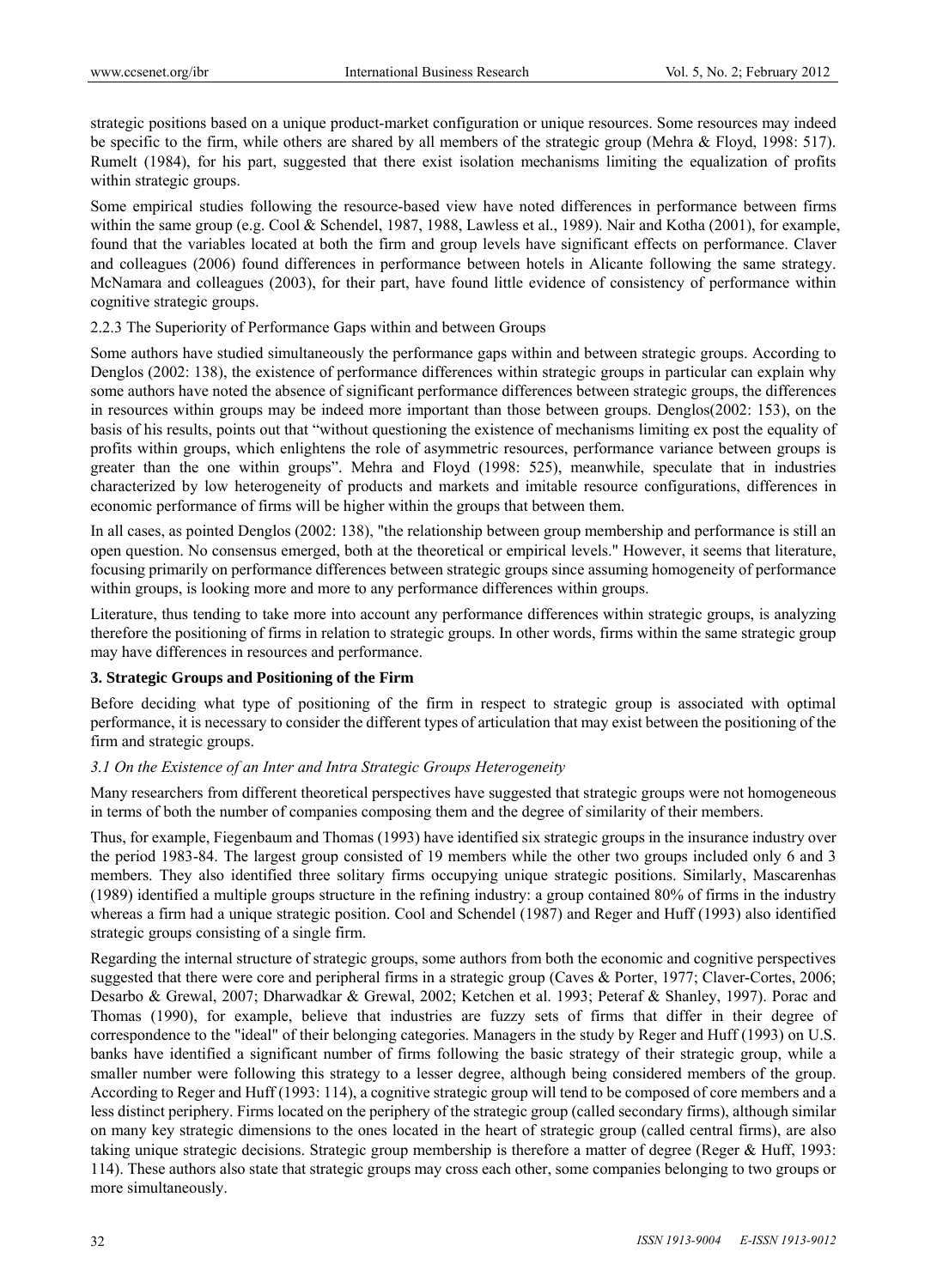strategic positions based on a unique product-market configuration or unique resources. Some resources may indeed be specific to the firm, while others are shared by all members of the strategic group (Mehra & Floyd, 1998: 517). Rumelt (1984), for his part, suggested that there exist isolation mechanisms limiting the equalization of profits within strategic groups.

Some empirical studies following the resource-based view have noted differences in performance between firms within the same group (e.g. Cool & Schendel, 1987, 1988, Lawless et al., 1989). Nair and Kotha (2001), for example, found that the variables located at both the firm and group levels have significant effects on performance. Claver and colleagues (2006) found differences in performance between hotels in Alicante following the same strategy. McNamara and colleagues (2003), for their part, have found little evidence of consistency of performance within cognitive strategic groups.

2.2.3 The Superiority of Performance Gaps within and between Groups

Some authors have studied simultaneously the performance gaps within and between strategic groups. According to Denglos (2002: 138), the existence of performance differences within strategic groups in particular can explain why some authors have noted the absence of significant performance differences between strategic groups, the differences in resources within groups may be indeed more important than those between groups. Denglos(2002: 153), on the basis of his results, points out that "without questioning the existence of mechanisms limiting ex post the equality of profits within groups, which enlightens the role of asymmetric resources, performance variance between groups is greater than the one within groups". Mehra and Floyd (1998: 525), meanwhile, speculate that in industries characterized by low heterogeneity of products and markets and imitable resource configurations, differences in economic performance of firms will be higher within the groups that between them.

In all cases, as pointed Denglos (2002: 138), "the relationship between group membership and performance is still an open question. No consensus emerged, both at the theoretical or empirical levels." However, it seems that literature, focusing primarily on performance differences between strategic groups since assuming homogeneity of performance within groups, is looking more and more to any performance differences within groups.

Literature, thus tending to take more into account any performance differences within strategic groups, is analyzing therefore the positioning of firms in relation to strategic groups. In other words, firms within the same strategic group may have differences in resources and performance.

## 3. Strategic Groups and Positioning of the Firm

Before deciding what type of positioning of the firm in respect to strategic group is associated with optimal performance, it is necessary to consider the different types of articulation that may exist between the positioning of the firm and strategic groups.

### *3.1 On the Existence of an Inter and Intra Strategic Groups Heterogeneity*

Many researchers from different theoretical perspectives have suggested that strategic groups were not homogeneous in terms of both the number of companies composing them and the degree of similarity of their members.

Thus, for example, Fiegenbaum and Thomas (1993) have identified six strategic groups in the insurance industry over the period 1983-84. The largest group consisted of 19 members while the other two groups included only 6 and 3 members. They also identified three solitary firms occupying unique strategic positions. Similarly, Mascarenhas (1989) identified a multiple groups structure in the refining industry: a group contained 80% of firms in the industry whereas a firm had a unique strategic position. Cool and Schendel (1987) and Reger and Huff (1993) also identified strategic groups consisting of a single firm.

Regarding the internal structure of strategic groups, some authors from both the economic and cognitive perspectives suggested that there were core and peripheral firms in a strategic group (Caves & Porter, 1977; Claver-Cortes, 2006; Desarbo & Grewal, 2007; Dharwadkar & Grewal, 2002; Ketchen et al. 1993; Peteraf & Shanley, 1997). Porac and Thomas (1990), for example, believe that industries are fuzzy sets of firms that differ in their degree of correspondence to the "ideal" of their belonging categories. Managers in the study by Reger and Huff (1993) on U.S. banks have identified a significant number of firms following the basic strategy of their strategic group, while a smaller number were following this strategy to a lesser degree, although being considered members of the group. According to Reger and Huff (1993: 114), a cognitive strategic group will tend to be composed of core members and a less distinct periphery. Firms located on the periphery of the strategic group (called secondary firms), although similar on many key strategic dimensions to the ones located in the heart of strategic group (called central firms), are also taking unique strategic decisions. Strategic group membership is therefore a matter of degree (Reger & Huff, 1993: 114). These authors also state that strategic groups may cross each other, some companies belonging to two groups or more simultaneously.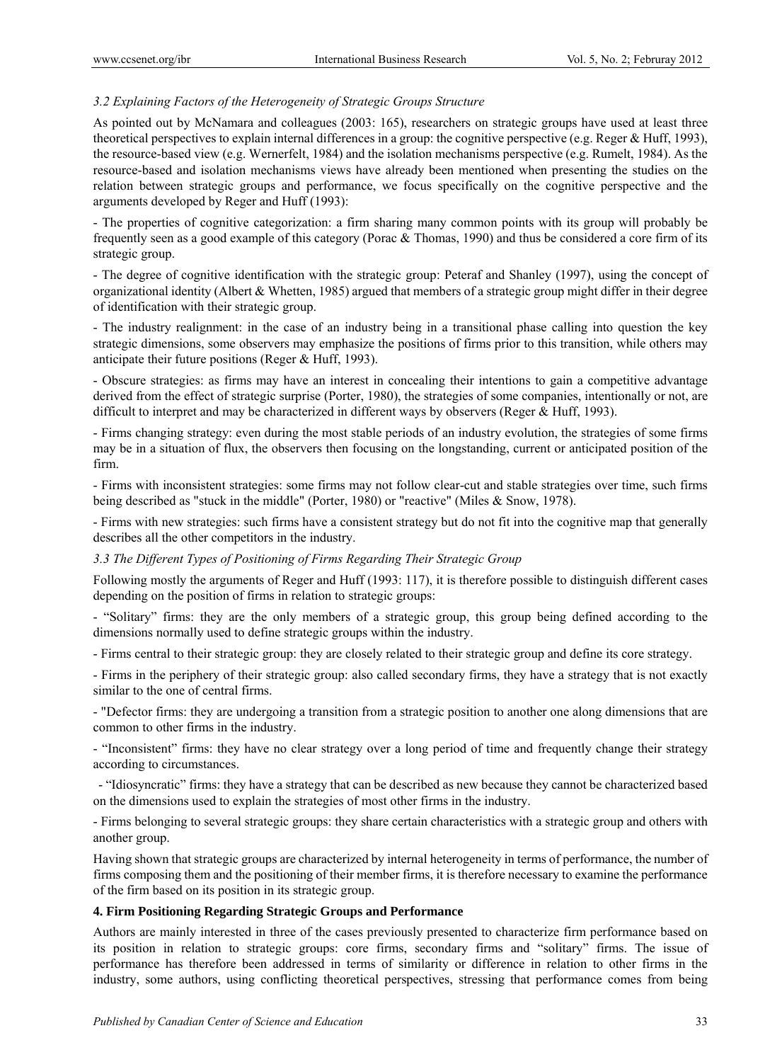*3.2 Explaining Factors of the Heterogeneity of Strategic Groups Structure*

As pointed out by McNamara and colleagues (2003: 165), researchers on strategic groups have used at least three theoretical perspectives to explain internal differences in a group: the cognitive perspective (e.g. Reger & Huff, 1993), the resource-based view (e.g. Wernerfelt, 1984) and the isolation mechanisms perspective (e.g. Rumelt, 1984). As the resource-based and isolation mechanisms views have already been mentioned when presenting the studies on the relation between strategic groups and performance, we focus specifically on the cognitive perspective and the arguments developed by Reger and Huff (1993):

- The properties of cognitive categorization: a firm sharing many common points with its group will probably be frequently seen as a good example of this category (Porac & Thomas, 1990) and thus be considered a core firm of its strategic group.

- The degree of cognitive identification with the strategic group: Peteraf and Shanley (1997), using the concept of organizational identity (Albert & Whetten, 1985) argued that members of a strategic group might differ in their degree of identification with their strategic group.

- The industry realignment: in the case of an industry being in a transitional phase calling into question the key strategic dimensions, some observers may emphasize the positions of firms prior to this transition, while others may anticipate their future positions (Reger & Huff, 1993).

- Obscure strategies: as firms may have an interest in concealing their intentions to gain a competitive advantage derived from the effect of strategic surprise (Porter, 1980), the strategies of some companies, intentionally or not, are difficult to interpret and may be characterized in different ways by observers (Reger & Huff, 1993).

- Firms changing strategy: even during the most stable periods of an industry evolution, the strategies of some firms may be in a situation of flux, the observers then focusing on the longstanding, current or anticipated position of the firm.

- Firms with inconsistent strategies: some firms may not follow clear-cut and stable strategies over time, such firms being described as "stuck in the middle" (Porter, 1980) or "reactive" (Miles & Snow, 1978).

- Firms with new strategies: such firms have a consistent strategy but do not fit into the cognitive map that generally describes all the other competitors in the industry.

*3.3 The Different Types of Positioning of Firms Regarding Their Strategic Group*

Following mostly the arguments of Reger and Huff (1993: 117), it is therefore possible to distinguish different cases depending on the position of firms in relation to strategic groups:

- “Solitary” firms: they are the only members of a strategic group, this group being defined according to the dimensions normally used to define strategic groups within the industry.

- Firms central to their strategic group: they are closely related to their strategic group and define its core strategy.

- Firms in the periphery of their strategic group: also called secondary firms, they have a strategy that is not exactly similar to the one of central firms.

- "Defector firms: they are undergoing a transition from a strategic position to another one along dimensions that are common to other firms in the industry.

- “Inconsistent” firms: they have no clear strategy over a long period of time and frequently change their strategy according to circumstances.

- “Idiosyncratic” firms: they have a strategy that can be described as new because they cannot be characterized based on the dimensions used to explain the strategies of most other firms in the industry.

- Firms belonging to several strategic groups: they share certain characteristics with a strategic group and others with another group.

Having shown that strategic groups are characterized by internal heterogeneity in terms of performance, the number of firms composing them and the positioning of their member firms, it is therefore necessary to examine the performance of the firm based on its position in its strategic group.

## 4. Firm Positioning Regarding Strategic Groups and Performance

Authors are mainly interested in three of the cases previously presented to characterize firm performance based on its position in relation to strategic groups: core firms, secondary firms and “solitary” firms. The issue of performance has therefore been addressed in terms of similarity or difference in relation to other firms in the industry, some authors, using conflicting theoretical perspectives, stressing that performance comes from being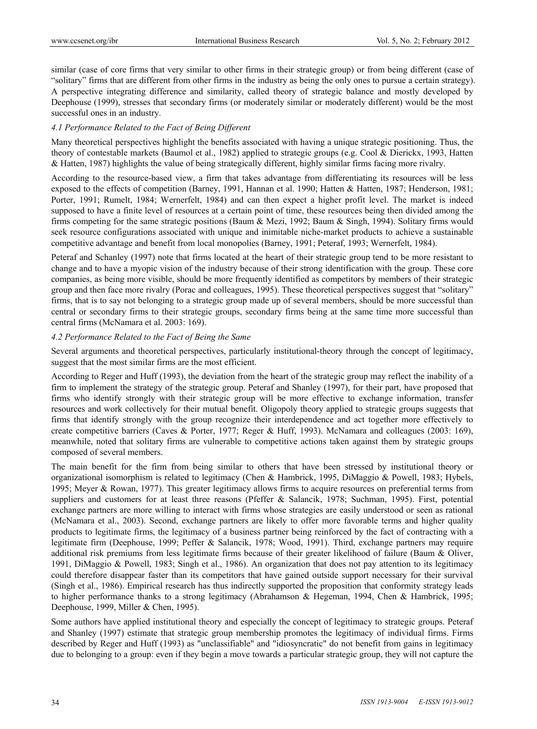similar (case of core firms that very similar to other firms in their strategic group) or from being different (case of "solitary" firms that are different from other firms in the industry as being the only ones to pursue a certain strategy). A perspective integrating difference and similarity, called theory of strategic balance and mostly developed by Deephouse (1999), stresses that secondary firms (or moderately similar or moderately different) would be the most successful ones in an industry.

### *4.1 Performance Related to the Fact of Being Different*

Many theoretical perspectives highlight the benefits associated with having a unique strategic positioning. Thus, the theory of contestable markets (Baumol et al., 1982) applied to strategic groups (e.g. Cool & Dierickx, 1993, Hatten & Hatten, 1987) highlights the value of being strategically different, highly similar firms facing more rivalry.

According to the resource-based view, a firm that takes advantage from differentiating its resources will be less exposed to the effects of competition (Barney, 1991, Hannan et al. 1990; Hatten & Hatten, 1987; Henderson, 1981; Porter, 1991; Rumelt, 1984; Wernerfelt, 1984) and can then expect a higher profit level. The market is indeed supposed to have a finite level of resources at a certain point of time, these resources being then divided among the firms competing for the same strategic positions (Baum & Mezi, 1992; Baum & Singh, 1994). Solitary firms would seek resource configurations associated with unique and inimitable niche-market products to achieve a sustainable competitive advantage and benefit from local monopolies (Barney, 1991; Peteraf, 1993; Wernerfelt, 1984).

Peteraf and Schanley (1997) note that firms located at the heart of their strategic group tend to be more resistant to change and to have a myopic vision of the industry because of their strong identification with the group. These core companies, as being more visible, should be more frequently identified as competitors by members of their strategic group and then face more rivalry (Porac and colleagues, 1995). These theoretical perspectives suggest that "solitary" firms, that is to say not belonging to a strategic group made up of several members, should be more successful than central or secondary firms to their strategic groups, secondary firms being at the same time more successful than central firms (McNamara et al. 2003: 169).

### *4.2 Performance Related to the Fact of Being the Same*

Several arguments and theoretical perspectives, particularly institutional-theory through the concept of legitimacy, suggest that the most similar firms are the most efficient.

According to Reger and Huff (1993), the deviation from the heart of the strategic group may reflect the inability of a firm to implement the strategy of the strategic group. Peteraf and Shanley (1997), for their part, have proposed that firms who identify strongly with their strategic group will be more effective to exchange information, transfer resources and work collectively for their mutual benefit. Oligopoly theory applied to strategic groups suggests that firms that identify strongly with the group recognize their interdependence and act together more effectively to create competitive barriers (Caves & Porter, 1977; Reger & Huff, 1993). McNamara and colleagues (2003: 169), meanwhile, noted that solitary firms are vulnerable to competitive actions taken against them by strategic groups composed of several members.

The main benefit for the firm from being similar to others that have been stressed by institutional theory or organizational isomorphism is related to legitimacy (Chen & Hambrick, 1995, DiMaggio & Powell, 1983; Hybels, 1995; Meyer & Rowan, 1977). This greater legitimacy allows firms to acquire resources on preferential terms from suppliers and customers for at least three reasons (Pfeffer & Salancik, 1978; Suchman, 1995). First, potential exchange partners are more willing to interact with firms whose strategies are easily understood or seen as rational (McNamara et al., 2003). Second, exchange partners are likely to offer more favorable terms and higher quality products to legitimate firms, the legitimacy of a business partner being reinforced by the fact of contracting with a legitimate firm (Deephouse, 1999; Peffer & Salancik, 1978; Wood, 1991). Third, exchange partners may require additional risk premiums from less legitimate firms because of their greater likelihood of failure (Baum & Oliver, 1991, DiMaggio & Powell, 1983; Singh et al., 1986). An organization that does not pay attention to its legitimacy could therefore disappear faster than its competitors that have gained outside support necessary for their survival (Singh et al., 1986). Empirical research has thus indirectly supported the proposition that conformity strategy leads to higher performance thanks to a strong legitimacy (Abrahamson & Hegeman, 1994, Chen & Hambrick, 1995; Deephouse, 1999, Miller & Chen, 1995).

Some authors have applied institutional theory and especially the concept of legitimacy to strategic groups. Peteraf and Shanley (1997) estimate that strategic group membership promotes the legitimacy of individual firms. Firms described by Reger and Huff (1993) as "unclassifiable" and "idiosyncratic" do not benefit from gains in legitimacy due to belonging to a group: even if they begin a move towards a particular strategic group, they will not capture the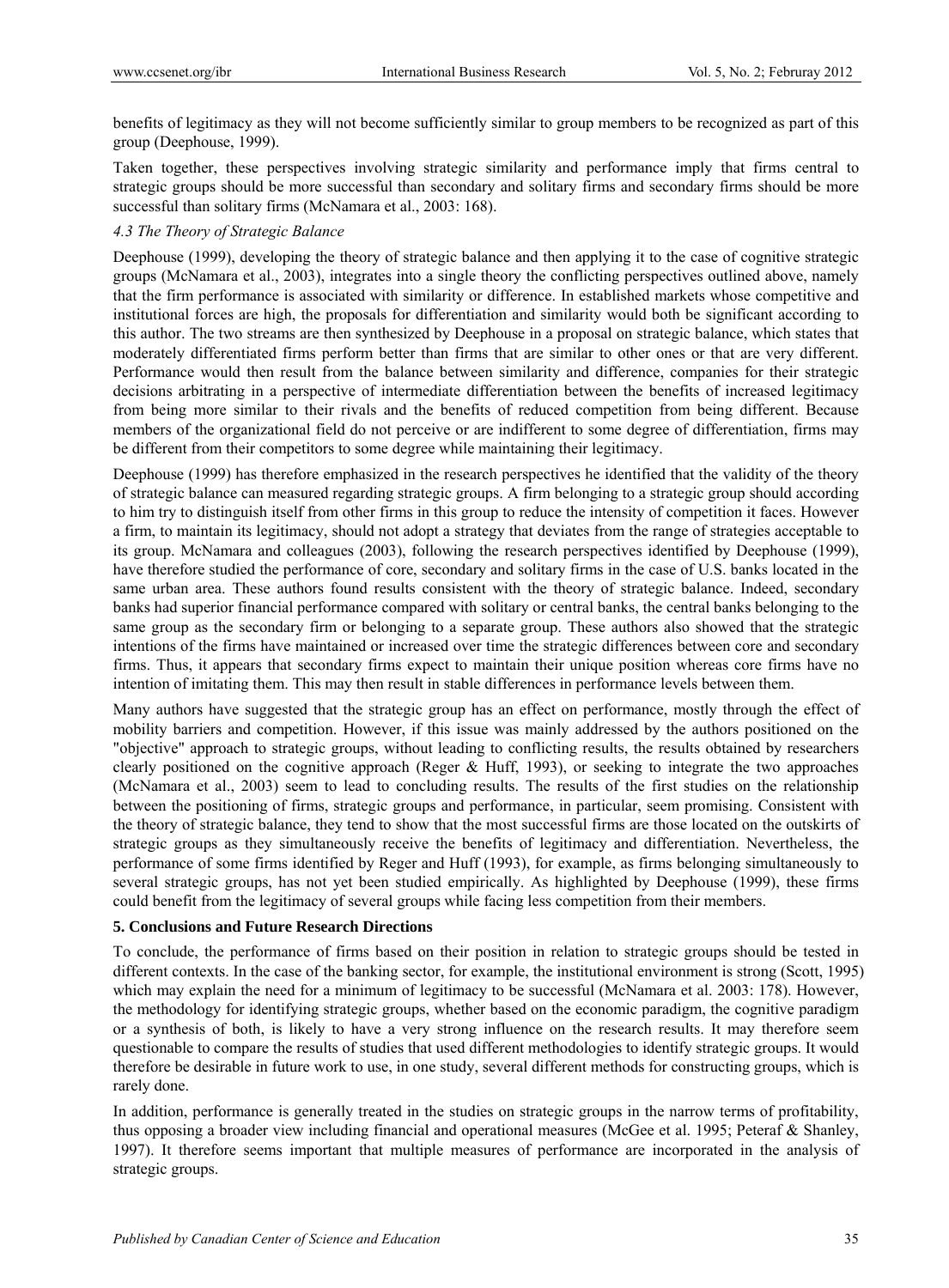benefits of legitimacy as they will not become sufficiently similar to group members to be recognized as part of this group (Deephouse, 1999).

Taken together, these perspectives involving strategic similarity and performance imply that firms central to strategic groups should be more successful than secondary and solitary firms and secondary firms should be more successful than solitary firms (McNamara et al., 2003: 168).

### *4.3 The Theory of Strategic Balance*

Deephouse (1999), developing the theory of strategic balance and then applying it to the case of cognitive strategic groups (McNamara et al., 2003), integrates into a single theory the conflicting perspectives outlined above, namely that the firm performance is associated with similarity or difference. In established markets whose competitive and institutional forces are high, the proposals for differentiation and similarity would both be significant according to this author. The two streams are then synthesized by Deephouse in a proposal on strategic balance, which states that moderately differentiated firms perform better than firms that are similar to other ones or that are very different. Performance would then result from the balance between similarity and difference, companies for their strategic decisions arbitrating in a perspective of intermediate differentiation between the benefits of increased legitimacy from being more similar to their rivals and the benefits of reduced competition from being different. Because members of the organizational field do not perceive or are indifferent to some degree of differentiation, firms may be different from their competitors to some degree while maintaining their legitimacy.

Deephouse (1999) has therefore emphasized in the research perspectives he identified that the validity of the theory of strategic balance can measured regarding strategic groups. A firm belonging to a strategic group should according to him try to distinguish itself from other firms in this group to reduce the intensity of competition it faces. However a firm, to maintain its legitimacy, should not adopt a strategy that deviates from the range of strategies acceptable to its group. McNamara and colleagues (2003), following the research perspectives identified by Deephouse (1999), have therefore studied the performance of core, secondary and solitary firms in the case of U.S. banks located in the same urban area. These authors found results consistent with the theory of strategic balance. Indeed, secondary banks had superior financial performance compared with solitary or central banks, the central banks belonging to the same group as the secondary firm or belonging to a separate group. These authors also showed that the strategic intentions of the firms have maintained or increased over time the strategic differences between core and secondary firms. Thus, it appears that secondary firms expect to maintain their unique position whereas core firms have no intention of imitating them. This may then result in stable differences in performance levels between them.

Many authors have suggested that the strategic group has an effect on performance, mostly through the effect of mobility barriers and competition. However, if this issue was mainly addressed by the authors positioned on the "objective" approach to strategic groups, without leading to conflicting results, the results obtained by researchers clearly positioned on the cognitive approach (Reger & Huff, 1993), or seeking to integrate the two approaches (McNamara et al., 2003) seem to lead to concluding results. The results of the first studies on the relationship between the positioning of firms, strategic groups and performance, in particular, seem promising. Consistent with the theory of strategic balance, they tend to show that the most successful firms are those located on the outskirts of strategic groups as they simultaneously receive the benefits of legitimacy and differentiation. Nevertheless, the performance of some firms identified by Reger and Huff (1993), for example, as firms belonging simultaneously to several strategic groups, has not yet been studied empirically. As highlighted by Deephouse (1999), these firms could benefit from the legitimacy of several groups while facing less competition from their members.

## **5. Conclusions and Future Research Directions**

To conclude, the performance of firms based on their position in relation to strategic groups should be tested in different contexts. In the case of the banking sector, for example, the institutional environment is strong (Scott, 1995) which may explain the need for a minimum of legitimacy to be successful (McNamara et al. 2003: 178). However, the methodology for identifying strategic groups, whether based on the economic paradigm, the cognitive paradigm or a synthesis of both, is likely to have a very strong influence on the research results. It may therefore seem questionable to compare the results of studies that used different methodologies to identify strategic groups. It would therefore be desirable in future work to use, in one study, several different methods for constructing groups, which is rarely done.

In addition, performance is generally treated in the studies on strategic groups in the narrow terms of profitability, thus opposing a broader view including financial and operational measures (McGee et al. 1995; Peteraf & Shanley, 1997). It therefore seems important that multiple measures of performance are incorporated in the analysis of strategic groups.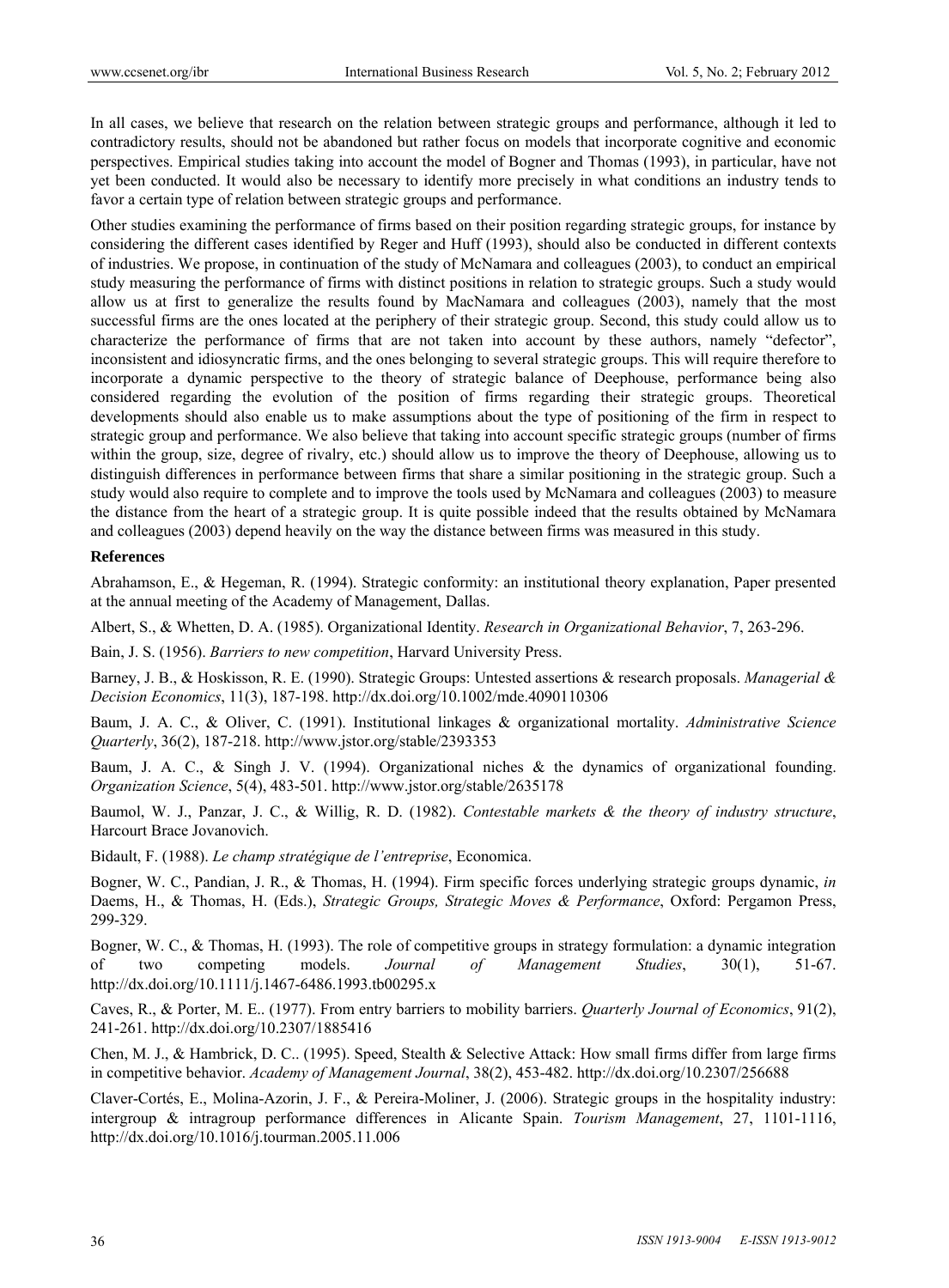In all cases, we believe that research on the relation between strategic groups and performance, although it led to contradictory results, should not be abandoned but rather focus on models that incorporate cognitive and economic perspectives. Empirical studies taking into account the model of Bogner and Thomas (1993), in particular, have not yet been conducted. It would also be necessary to identify more precisely in what conditions an industry tends to favor a certain type of relation between strategic groups and performance.

Other studies examining the performance of firms based on their position regarding strategic groups, for instance by considering the different cases identified by Reger and Huff (1993), should also be conducted in different contexts of industries. We propose, in continuation of the study of McNamara and colleagues (2003), to conduct an empirical study measuring the performance of firms with distinct positions in relation to strategic groups. Such a study would allow us at first to generalize the results found by MacNamara and colleagues (2003), namely that the most successful firms are the ones located at the periphery of their strategic group. Second, this study could allow us to characterize the performance of firms that are not taken into account by these authors, namely "defector", inconsistent and idiosyncratic firms, and the ones belonging to several strategic groups. This will require therefore to incorporate a dynamic perspective to the theory of strategic balance of Deephouse, performance being also considered regarding the evolution of the position of firms regarding their strategic groups. Theoretical developments should also enable us to make assumptions about the type of positioning of the firm in respect to strategic group and performance. We also believe that taking into account specific strategic groups (number of firms within the group, size, degree of rivalry, etc.) should allow us to improve the theory of Deephouse, allowing us to distinguish differences in performance between firms that share a similar positioning in the strategic group. Such a study would also require to complete and to improve the tools used by McNamara and colleagues (2003) to measure the distance from the heart of a strategic group. It is quite possible indeed that the results obtained by McNamara and colleagues (2003) depend heavily on the way the distance between firms was measured in this study.

## References

Abrahamson, E., & Hegeman, R. (1994). Strategic conformity: an institutional theory explanation, Paper presented at the annual meeting of the Academy of Management, Dallas.

Albert, S., & Whetten, D. A. (1985). Organizational Identity. *Research in Organizational Behavior*, 7, 263-296.

Bain, J. S. (1956). *Barriers to new competition*, Harvard University Press.

Barney, J. B., & Hoskisson, R. E. (1990). Strategic Groups: Untested assertions & research proposals. *Managerial & Decision Economics*, 11(3), 187-198. http://dx.doi.org/10.1002/mde.4090110306

Baum, J. A. C., & Oliver, C. (1991). Institutional linkages & organizational mortality. *Administrative Science Quarterly*, 36(2), 187-218. http://www.jstor.org/stable/2393353

Baum, J. A. C., & Singh J. V. (1994). Organizational niches & the dynamics of organizational founding. *Organization Science*, 5(4), 483-501. http://www.jstor.org/stable/2635178

Baumol, W. J., Panzar, J. C., & Willig, R. D. (1982). *Contestable markets & the theory of industry structure*, Harcourt Brace Jovanovich.

Bidault, F. (1988). *Le champ stratégique de l'entreprise*, Economica.

Bogner, W. C., Pandian, J. R., & Thomas, H. (1994). Firm specific forces underlying strategic groups dynamic, *in* Daems, H., & Thomas, H. (Eds.), *Strategic Groups, Strategic Moves & Performance*, Oxford: Pergamon Press, 299-329.

Bogner, W. C., & Thomas, H. (1993). The role of competitive groups in strategy formulation: a dynamic integration of two competing models. *Journal of Management Studies*, 30(1), 51-67. http://dx.doi.org/10.1111/j.1467-6486.1993.tb00295.x

Caves, R., & Porter, M. E.. (1977). From entry barriers to mobility barriers. *Quarterly Journal of Economics*, 91(2), 241-261. http://dx.doi.org/10.2307/1885416

Chen, M. J., & Hambrick, D. C.. (1995). Speed, Stealth & Selective Attack: How small firms differ from large firms in competitive behavior. *Academy of Management Journal*, 38(2), 453-482. http://dx.doi.org/10.2307/256688

Claver-Cortés, E., Molina-Azorin, J. F., & Pereira-Moliner, J. (2006). Strategic groups in the hospitality industry: intergroup & intragroup performance differences in Alicante Spain. *Tourism Management*, 27, 1101-1116, http://dx.doi.org/10.1016/j.tourman.2005.11.006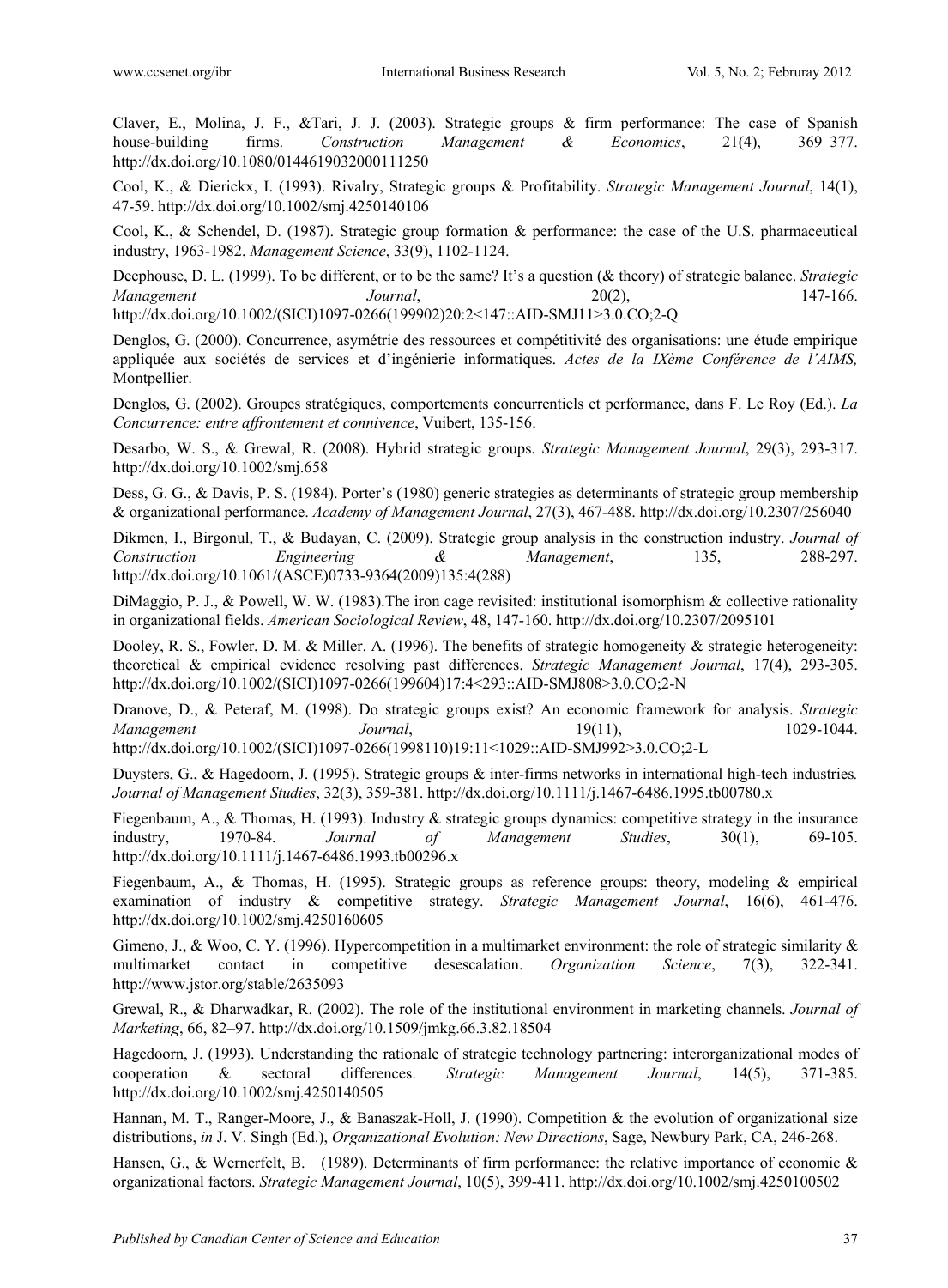Claver, E., Molina, J. F., &Tari, J. J. (2003). Strategic groups & firm performance: The case of Spanish house-building firms. *Construction Management & Economics*, 21(4), 369–377. http://dx.doi.org/10.1080/0144619032000111250

Cool, K., & Dierickx, I. (1993). Rivalry, Strategic groups & Profitability. *Strategic Management Journal*, 14(1), 47-59. http://dx.doi.org/10.1002/smj.4250140106

Cool, K., & Schendel, D. (1987). Strategic group formation & performance: the case of the U.S. pharmaceutical industry, 1963-1982, *Management Science*, 33(9), 1102-1124.

Deephouse, D. L. (1999). To be different, or to be the same? It's a question (& theory) of strategic balance. *Strategic Management Journal*, 20(2), 147-166. http://dx.doi.org/10.1002/(SICI)1097-0266(199902)20:2<147::AID-SMJ11>3.0.CO;2-Q

Denglos, G. (2000). Concurrence, asymétrie des ressources et compétitivité des organisations: une étude empirique appliquée aux sociétés de services et d'ingénierie informatiques. *Actes de la IXème Conférence de l'AIMS,* Montpellier.

Denglos, G. (2002). Groupes stratégiques, comportements concurrentiels et performance, dans F. Le Roy (Ed.). *La Concurrence: entre affrontement et connivence*, Vuibert, 135-156.

Desarbo, W. S., & Grewal, R. (2008). Hybrid strategic groups. *Strategic Management Journal*, 29(3), 293-317. http://dx.doi.org/10.1002/smj.658

Dess, G. G., & Davis, P. S. (1984). Porter's (1980) generic strategies as determinants of strategic group membership & organizational performance. *Academy of Management Journal*, 27(3), 467-488. http://dx.doi.org/10.2307/256040

Dikmen, I., Birgonul, T., & Budayan, C. (2009). Strategic group analysis in the construction industry. *Journal of Construction Engineering & Management*, 135, 288-297. http://dx.doi.org/10.1061/(ASCE)0733-9364(2009)135:4(288)

DiMaggio, P. J., & Powell, W. W. (1983).The iron cage revisited: institutional isomorphism & collective rationality in organizational fields. *American Sociological Review*, 48, 147-160. http://dx.doi.org/10.2307/2095101

Dooley, R. S., Fowler, D. M. & Miller. A. (1996). The benefits of strategic homogeneity & strategic heterogeneity: theoretical & empirical evidence resolving past differences. *Strategic Management Journal*, 17(4), 293-305. http://dx.doi.org/10.1002/(SICI)1097-0266(199604)17:4<293::AID-SMJ808>3.0.CO;2-N

Dranove, D., & Peteraf, M. (1998). Do strategic groups exist? An economic framework for analysis. *Strategic Management Journal*, 19(11), 1029-1044. http://dx.doi.org/10.1002/(SICI)1097-0266(1998110)19:11<1029::AID-SMJ992>3.0.CO;2-L

Duysters, G., & Hagedoorn, J. (1995). Strategic groups & inter-firms networks in international high-tech industries*. Journal of Management Studies*, 32(3), 359-381. http://dx.doi.org/10.1111/j.1467-6486.1995.tb00780.x

Fiegenbaum, A., & Thomas, H. (1993). Industry & strategic groups dynamics: competitive strategy in the insurance industry, 1970-84. *Journal of Management Studies*, 30(1), 69-105. http://dx.doi.org/10.1111/j.1467-6486.1993.tb00296.x

Fiegenbaum, A., & Thomas, H. (1995). Strategic groups as reference groups: theory, modeling & empirical examination of industry & competitive strategy. *Strategic Management Journal*, 16(6), 461-476. http://dx.doi.org/10.1002/smj.4250160605

Gimeno, J., & Woo, C. Y. (1996). Hypercompetition in a multimarket environment: the role of strategic similarity & multimarket contact in competitive desescalation. *Organization Science*, 7(3), 322-341. http://www.jstor.org/stable/2635093

Grewal, R., & Dharwadkar, R. (2002). The role of the institutional environment in marketing channels. *Journal of Marketing*, 66, 82–97. http://dx.doi.org/10.1509/jmkg.66.3.82.18504

Hagedoorn, J. (1993). Understanding the rationale of strategic technology partnering: interorganizational modes of cooperation & sectoral differences. *Strategic Management Journal*, 14(5), 371-385. http://dx.doi.org/10.1002/smj.4250140505

Hannan, M. T., Ranger-Moore, J., & Banaszak-Holl, J. (1990). Competition & the evolution of organizational size distributions, *in* J. V. Singh (Ed.), *Organizational Evolution: New Directions*, Sage, Newbury Park, CA, 246-268.

Hansen, G., & Wernerfelt, B. (1989). Determinants of firm performance: the relative importance of economic & organizational factors. *Strategic Management Journal*, 10(5), 399-411. http://dx.doi.org/10.1002/smj.4250100502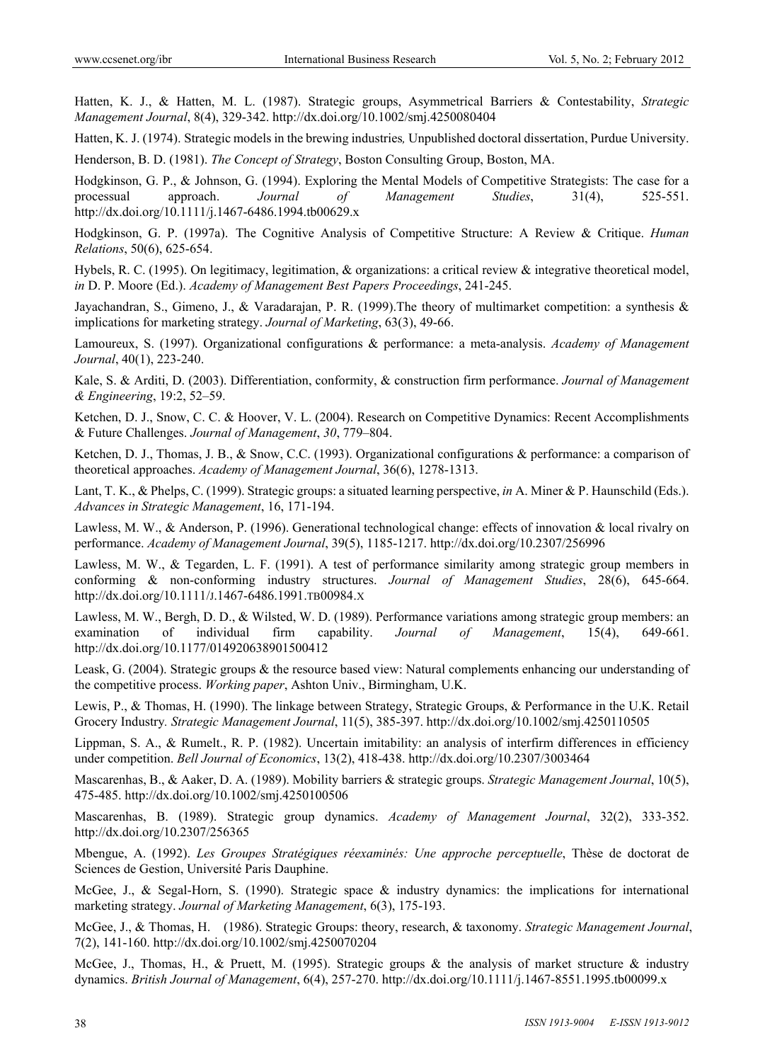Hatten, K. J., & Hatten, M. L. (1987). Strategic groups, Asymmetrical Barriers & Contestability, *Strategic Management Journal*, 8(4), 329-342. http://dx.doi.org/10.1002/smj.4250080404

Hatten, K. J. (1974). Strategic models in the brewing industries*,* Unpublished doctoral dissertation, Purdue University.

Henderson, B. D. (1981). *The Concept of Strategy*, Boston Consulting Group, Boston, MA.

Hodgkinson, G. P., & Johnson, G. (1994). Exploring the Mental Models of Competitive Strategists: The case for a processual approach. *Journal of Management Studies*, 31(4), 525-551. http://dx.doi.org/10.1111/j.1467-6486.1994.tb00629.x

Hodgkinson, G. P. (1997a). The Cognitive Analysis of Competitive Structure: A Review & Critique. *Human Relations*, 50(6), 625-654.

Hybels, R. C. (1995). On legitimacy, legitimation, & organizations: a critical review & integrative theoretical model, *in* D. P. Moore (Ed.). *Academy of Management Best Papers Proceedings*, 241-245.

Jayachandran, S., Gimeno, J., & Varadarajan, P. R. (1999).The theory of multimarket competition: a synthesis & implications for marketing strategy. *Journal of Marketing*, 63(3), 49-66.

Lamoureux, S. (1997). Organizational configurations & performance: a meta-analysis. *Academy of Management Journal*, 40(1), 223-240.

Kale, S. & Arditi, D. (2003). Differentiation, conformity, & construction firm performance. *Journal of Management & Engineering*, 19:2, 52–59.

Ketchen, D. J., Snow, C. C. & Hoover, V. L. (2004). Research on Competitive Dynamics: Recent Accomplishments & Future Challenges. *Journal of Management*, *30*, 779–804.

Ketchen, D. J., Thomas, J. B., & Snow, C.C. (1993). Organizational configurations & performance: a comparison of theoretical approaches. *Academy of Management Journal*, 36(6), 1278-1313.

Lant, T. K., & Phelps, C. (1999). Strategic groups: a situated learning perspective, *in* A. Miner & P. Haunschild (Eds.). *Advances in Strategic Management*, 16, 171-194.

Lawless, M. W., & Anderson, P. (1996). Generational technological change: effects of innovation & local rivalry on performance. *Academy of Management Journal*, 39(5), 1185-1217. http://dx.doi.org/10.2307/256996

Lawless, M. W., & Tegarden, L. F. (1991). A test of performance similarity among strategic group members in conforming & non-conforming industry structures. *Journal of Management Studies*, 28(6), 645-664. http://dx.doi.org/10.1111/J.1467-6486.1991.TB00984.X

Lawless, M. W., Bergh, D. D., & Wilsted, W. D. (1989). Performance variations among strategic group members: an examination of individual firm capability. *Journal of Management*, 15(4), 649-661. http://dx.doi.org/10.1177/014920638901500412

Leask, G. (2004). Strategic groups & the resource based view: Natural complements enhancing our understanding of the competitive process. *Working paper*, Ashton Univ., Birmingham, U.K.

Lewis, P., & Thomas, H. (1990). The linkage between Strategy, Strategic Groups, & Performance in the U.K. Retail Grocery Industry*. Strategic Management Journal*, 11(5), 385-397. http://dx.doi.org/10.1002/smj.4250110505

Lippman, S. A., & Rumelt., R. P. (1982). Uncertain imitability: an analysis of interfirm differences in efficiency under competition. *Bell Journal of Economics*, 13(2), 418-438. http://dx.doi.org/10.2307/3003464

Mascarenhas, B., & Aaker, D. A. (1989). Mobility barriers & strategic groups. *Strategic Management Journal*, 10(5), 475-485. http://dx.doi.org/10.1002/smj.4250100506

Mascarenhas, B. (1989). Strategic group dynamics. *Academy of Management Journal*, 32(2), 333-352. http://dx.doi.org/10.2307/256365

Mbengue, A. (1992). *Les Groupes Stratégiques réexaminés: Une approche perceptuelle*, Thèse de doctorat de Sciences de Gestion, Université Paris Dauphine.

McGee, J., & Segal-Horn, S. (1990). Strategic space & industry dynamics: the implications for international marketing strategy. *Journal of Marketing Management*, 6(3), 175-193.

McGee, J., & Thomas, H. (1986). Strategic Groups: theory, research, & taxonomy. *Strategic Management Journal*, 7(2), 141-160. http://dx.doi.org/10.1002/smj.4250070204

McGee, J., Thomas, H., & Pruett, M. (1995). Strategic groups & the analysis of market structure & industry dynamics. *British Journal of Management*, 6(4), 257-270. http://dx.doi.org/10.1111/j.1467-8551.1995.tb00099.x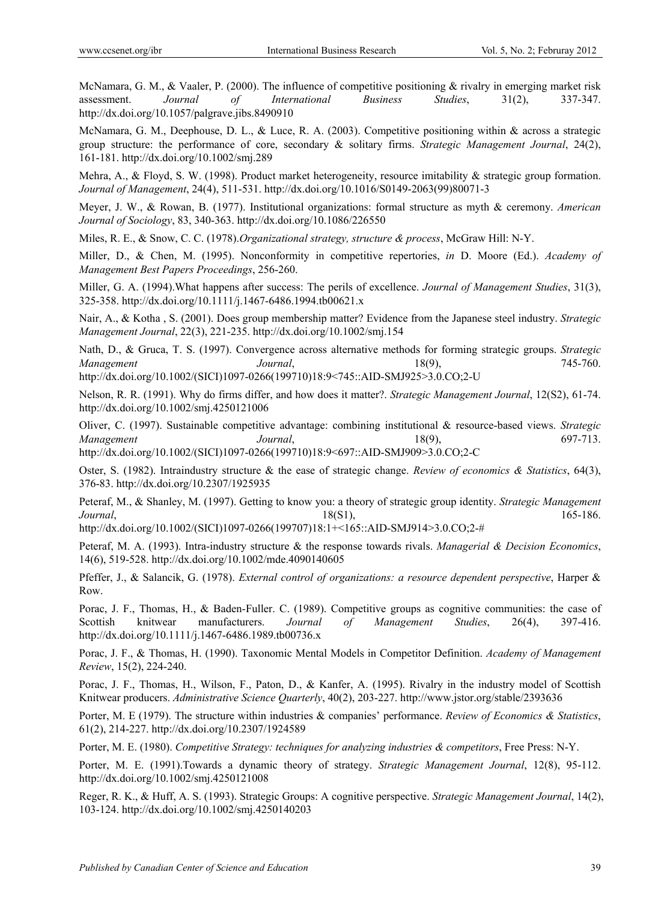McNamara, G. M., & Vaaler, P. (2000). The influence of competitive positioning & rivalry in emerging market risk assessment. *Journal of International Business Studies*, 31(2), 337-347. http://dx.doi.org/10.1057/palgrave.jibs.8490910

McNamara, G. M., Deephouse, D. L., & Luce, R. A. (2003). Competitive positioning within & across a strategic group structure: the performance of core, secondary & solitary firms. *Strategic Management Journal*, 24(2), 161-181. http://dx.doi.org/10.1002/smj.289

Mehra, A., & Floyd, S. W. (1998). Product market heterogeneity, resource imitability & strategic group formation. *Journal of Management*, 24(4), 511-531. http://dx.doi.org/10.1016/S0149-2063(99)80071-3

Meyer, J. W., & Rowan, B. (1977). Institutional organizations: formal structure as myth & ceremony. *American Journal of Sociology*, 83, 340-363. http://dx.doi.org/10.1086/226550

Miles, R. E., & Snow, C. C. (1978).*Organizational strategy, structure & process*, McGraw Hill: N-Y.

Miller, D., & Chen, M. (1995). Nonconformity in competitive repertories, *in* D. Moore (Ed.). *Academy of Management Best Papers Proceedings*, 256-260.

Miller, G. A. (1994).What happens after success: The perils of excellence. *Journal of Management Studies*, 31(3), 325-358. http://dx.doi.org/10.1111/j.1467-6486.1994.tb00621.x

Nair, A., & Kotha , S. (2001). Does group membership matter? Evidence from the Japanese steel industry. *Strategic Management Journal*, 22(3), 221-235. http://dx.doi.org/10.1002/smj.154

Nath, D., & Gruca, T. S. (1997). Convergence across alternative methods for forming strategic groups. *Strategic Management Journal*, 18(9), 745-760. http://dx.doi.org/10.1002/(SICI)1097-0266(199710)18:9<745::AID-SMJ925>3.0.CO;2-U

Nelson, R. R. (1991). Why do firms differ, and how does it matter?. *Strategic Management Journal*, 12(S2), 61-74. http://dx.doi.org/10.1002/smj.4250121006

Oliver, C. (1997). Sustainable competitive advantage: combining institutional & resource-based views. *Strategic Management Journal*, 18(9), 697-713. http://dx.doi.org/10.1002/(SICI)1097-0266(199710)18:9<697::AID-SMJ909>3.0.CO;2-C

Oster, S. (1982). Intraindustry structure & the ease of strategic change. *Review of economics & Statistics*, 64(3), 376-83. http://dx.doi.org/10.2307/1925935

Peteraf, M., & Shanley, M. (1997). Getting to know you: a theory of strategic group identity. *Strategic Management Journal*, 18(S1), 165-186. http://dx.doi.org/10.1002/(SICI)1097-0266(199707)18:1+<165::AID-SMJ914>3.0.CO;2-#

Peteraf, M. A. (1993). Intra-industry structure & the response towards rivals. *Managerial & Decision Economics*, 14(6), 519-528. http://dx.doi.org/10.1002/mde.4090140605

Pfeffer, J., & Salancik, G. (1978). *External control of organizations: a resource dependent perspective*, Harper & Row.

Porac, J. F., Thomas, H., & Baden-Fuller. C. (1989). Competitive groups as cognitive communities: the case of Scottish knitwear manufacturers. *Journal of Management Studies*, 26(4), 397-416. http://dx.doi.org/10.1111/j.1467-6486.1989.tb00736.x

Porac, J. F., & Thomas, H. (1990). Taxonomic Mental Models in Competitor Definition. *Academy of Management Review*, 15(2), 224-240.

Porac, J. F., Thomas, H., Wilson, F., Paton, D., & Kanfer, A. (1995). Rivalry in the industry model of Scottish Knitwear producers. *Administrative Science Quarterly*, 40(2), 203-227. http://www.jstor.org/stable/2393636

Porter, M. E (1979). The structure within industries & companies' performance. *Review of Economics & Statistics*, 61(2), 214-227. http://dx.doi.org/10.2307/1924589

Porter, M. E. (1980). *Competitive Strategy: techniques for analyzing industries & competitors*, Free Press: N-Y.

Porter, M. E. (1991).Towards a dynamic theory of strategy. *Strategic Management Journal*, 12(8), 95-112. http://dx.doi.org/10.1002/smj.4250121008

Reger, R. K., & Huff, A. S. (1993). Strategic Groups: A cognitive perspective. *Strategic Management Journal*, 14(2), 103-124. http://dx.doi.org/10.1002/smj.4250140203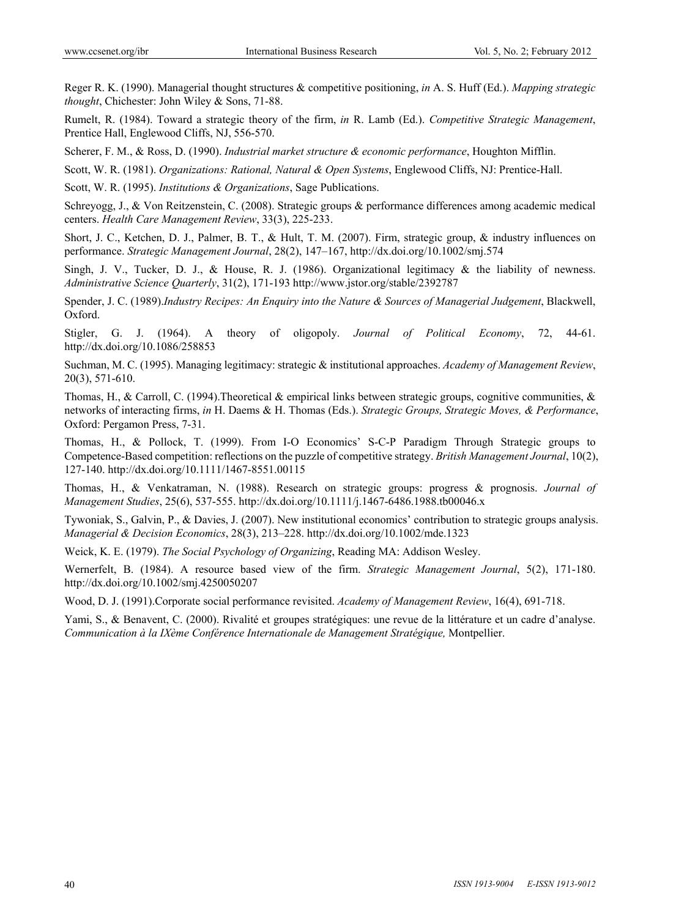Reger R. K. (1990). Managerial thought structures & competitive positioning, *in* A. S. Huff (Ed.). *Mapping strategic thought*, Chichester: John Wiley & Sons, 71-88.

Rumelt, R. (1984). Toward a strategic theory of the firm, *in* R. Lamb (Ed.). *Competitive Strategic Management*, Prentice Hall, Englewood Cliffs, NJ, 556-570.

Scherer, F. M., & Ross, D. (1990). *Industrial market structure & economic performance*, Houghton Mifflin.

Scott, W. R. (1981). *Organizations: Rational, Natural & Open Systems*, Englewood Cliffs, NJ: Prentice-Hall.

Scott, W. R. (1995). *Institutions & Organizations*, Sage Publications.

Schreyogg, J., & Von Reitzenstein, C. (2008). Strategic groups & performance differences among academic medical centers. *Health Care Management Review*, 33(3), 225-233.

Short, J. C., Ketchen, D. J., Palmer, B. T., & Hult, T. M. (2007). Firm, strategic group, & industry influences on performance. *Strategic Management Journal*, 28(2), 147–167, http://dx.doi.org/10.1002/smj.574

Singh, J. V., Tucker, D. J., & House, R. J. (1986). Organizational legitimacy & the liability of newness. *Administrative Science Quarterly*, 31(2), 171-193 http://www.jstor.org/stable/2392787

Spender, J. C. (1989).*Industry Recipes: An Enquiry into the Nature & Sources of Managerial Judgement*, Blackwell, Oxford.

Stigler, G. J. (1964). A theory of oligopoly. *Journal of Political Economy*, 72, 44-61. http://dx.doi.org/10.1086/258853

Suchman, M. C. (1995). Managing legitimacy: strategic & institutional approaches. *Academy of Management Review*, 20(3), 571-610.

Thomas, H., & Carroll, C. (1994).Theoretical & empirical links between strategic groups, cognitive communities, & networks of interacting firms, *in* H. Daems & H. Thomas (Eds.). *Strategic Groups, Strategic Moves, & Performance*, Oxford: Pergamon Press, 7-31.

Thomas, H., & Pollock, T. (1999). From I-O Economics' S-C-P Paradigm Through Strategic groups to Competence-Based competition: reflections on the puzzle of competitive strategy. *British Management Journal*, 10(2), 127-140. http://dx.doi.org/10.1111/1467-8551.00115

Thomas, H., & Venkatraman, N. (1988). Research on strategic groups: progress & prognosis. *Journal of Management Studies*, 25(6), 537-555. http://dx.doi.org/10.1111/j.1467-6486.1988.tb00046.x

Tywoniak, S., Galvin, P., & Davies, J. (2007). New institutional economics' contribution to strategic groups analysis. *Managerial & Decision Economics*, 28(3), 213–228. http://dx.doi.org/10.1002/mde.1323

Weick, K. E. (1979). *The Social Psychology of Organizing*, Reading MA: Addison Wesley.

Wernerfelt, B. (1984). A resource based view of the firm. *Strategic Management Journal*, 5(2), 171-180. http://dx.doi.org/10.1002/smj.4250050207

Wood, D. J. (1991).Corporate social performance revisited. *Academy of Management Review*, 16(4), 691-718.

Yami, S., & Benavent, C. (2000). Rivalité et groupes stratégiques: une revue de la littérature et un cadre d'analyse. *Communication à la IXème Conférence Internationale de Management Stratégique,* Montpellier.